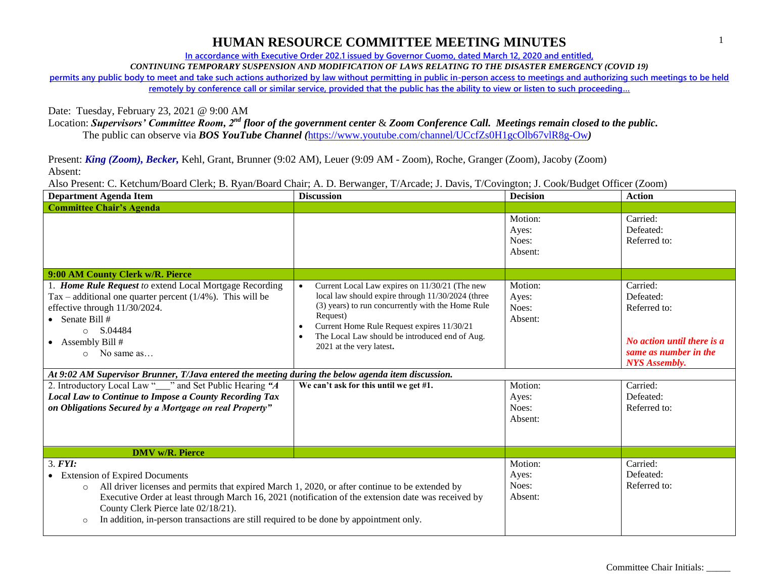# HUMAN RESOURCE COMMITTEE MEETING MINUTES

In accordance with Executive Order 202.1 issued by Governor Cuomo, dated March 12, 2020 and entitled,

*CONTINUING TEMPORARY SUSPENSION AND MODIFICATION OF LAWS RELATING TO THE DISASTER EMERGENCY (COVID 19)*

permits any public body to meet and take such actions authorized by law without permitting in public in-person access to meetings and authorizing such meetings to be held remotely by conference call or similar service, provided that the public has the ability to view or listen to such proceeding…

Date: Tuesday, February 23, 2021 @ 9:00 AM

Location: ***Supervisors' Committee Room, 2nd floor of the government center*** & ***Zoom Conference Call. Meetings remain closed to the public.***
The public can observe via ***BOS YouTube Channel (***https://www.youtube.com/channel/UCcfZs0H1gcOlb67vlR8g-Ow***)***

Present: ***King (Zoom), Becker,*** Kehl, Grant, Brunner (9:02 AM), Leuer (9:09 AM - Zoom), Roche, Granger (Zoom), Jacoby (Zoom)
Absent:
Also Present: C. Ketchum/Board Clerk; B. Ryan/Board Chair; A. D. Berwanger, T/Arcade; J. Davis, T/Covington; J. Cook/Budget Officer (Zoom)

| Department Agenda Item | Discussion | Decision | Action |
|---|---|---|---|
| **Committee Chair's Agenda** | | | |
| | | Motion:<br>Ayes:<br>Noes:<br>Absent: | Carried:<br>Defeated:<br>Referred to: |
| **9:00 AM County Clerk w/R. Pierce** | | | |
| 1. ***Home Rule Request*** *to* extend Local Mortgage Recording Tax – additional one quarter percent (1/4%). This will be effective through 11/30/2024.<br>• Senate Bill #<br>  ○ S.04484<br>• Assembly Bill #<br>  ○ No same as… | • Current Local Law expires on 11/30/21 (The new local law should expire through 11/30/2024 (three (3) years) to run concurrently with the Home Rule Request)<br>• Current Home Rule Request expires 11/30/21<br>• The Local Law should be introduced end of Aug. 2021 at the very latest. | Motion:<br>Ayes:<br>Noes:<br>Absent: | Carried:<br>Defeated:<br>Referred to:<br><br>***No action until there is a same as number in the NYS Assembly.*** |
| ***At 9:02 AM Supervisor Brunner, T/Java entered the meeting during the below agenda item discussion.*** | | | |
| 2. Introductory Local Law "___" and Set Public Hearing ***"A Local Law to Continue to Impose a County Recording Tax on Obligations Secured by a Mortgage on real Property"*** | **We can't ask for this until we get #1.** | Motion:<br>Ayes:<br>Noes:<br>Absent: | Carried:<br>Defeated:<br>Referred to: |
| **DMV w/R. Pierce** | | | |
| 3. ***FYI:***<br>• Extension of Expired Documents<br>  ○ All driver licenses and permits that expired March 1, 2020, or after continue to be extended by Executive Order at least through March 16, 2021 (notification of the extension date was received by County Clerk Pierce late 02/18/21).<br>  ○ In addition, in-person transactions are still required to be done by appointment only. | | Motion:<br>Ayes:<br>Noes:<br>Absent: | Carried:<br>Defeated:<br>Referred to: |

Committee Chair Initials: _____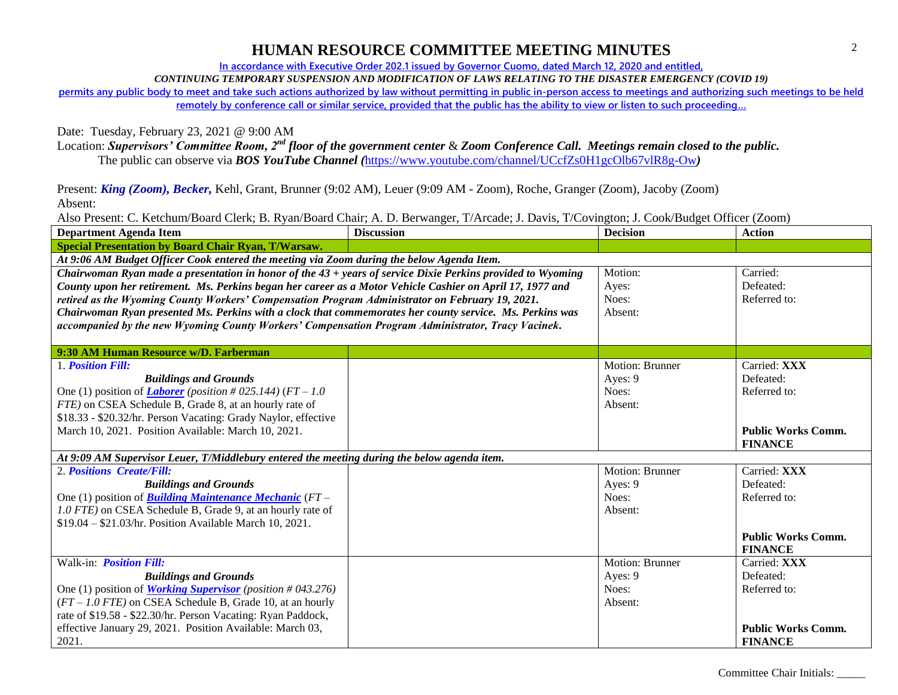# HUMAN RESOURCE COMMITTEE MEETING MINUTES

**In accordance with Executive Order 202.1 issued by Governor Cuomo, dated March 12, 2020 and entitled,**

***CONTINUING TEMPORARY SUSPENSION AND MODIFICATION OF LAWS RELATING TO THE DISASTER EMERGENCY (COVID 19)***

**permits any public body to meet and take such actions authorized by law without permitting in public in-person access to meetings and authorizing such meetings to be held remotely by conference call or similar service, provided that the public has the ability to view or listen to such proceeding…**

Date: Tuesday, February 23, 2021 @ 9:00 AM

Location: ***Supervisors' Committee Room, 2nd floor of the government center*** & ***Zoom Conference Call. Meetings remain closed to the public.*** The public can observe via ***BOS YouTube Channel (***https://www.youtube.com/channel/UCcfZs0H1gcOlb67vlR8g-Ow***)***

Present: ***King (Zoom), Becker,*** Kehl, Grant, Brunner (9:02 AM), Leuer (9:09 AM - Zoom), Roche, Granger (Zoom), Jacoby (Zoom)

Absent:

Also Present: C. Ketchum/Board Clerk; B. Ryan/Board Chair; A. D. Berwanger, T/Arcade; J. Davis, T/Covington; J. Cook/Budget Officer (Zoom)

| Department Agenda Item | Discussion | Decision | Action |
|---|---|---|---|
| **Special Presentation by Board Chair Ryan, T/Warsaw.** | | | |
| ***At 9:06 AM Budget Officer Cook entered the meeting via Zoom during the below Agenda Item.*** | | | |
| ***Chairwoman Ryan made a presentation in honor of the 43 + years of service Dixie Perkins provided to Wyoming County upon her retirement. Ms. Perkins began her career as a Motor Vehicle Cashier on April 17, 1977 and retired as the Wyoming County Workers' Compensation Program Administrator on February 19, 2021. Chairwoman Ryan presented Ms. Perkins with a clock that commemorates her county service. Ms. Perkins was accompanied by the new Wyoming County Workers' Compensation Program Administrator, Tracy Vacinek.*** | | Motion:<br>Ayes:<br>Noes:<br>Absent: | Carried:<br>Defeated:<br>Referred to: |
| **9:30 AM Human Resource w/D. Farberman** | | | |
| 1. ***Position Fill:***<br>***Buildings and Grounds***<br>One (1) position of ***Laborer*** *(position # 025.144)* *(FT – 1.0 FTE)* on CSEA Schedule B, Grade 8, at an hourly rate of $18.33 - $20.32/hr. Person Vacating: Grady Naylor, effective March 10, 2021. Position Available: March 10, 2021. | | Motion: Brunner<br>Ayes: 9<br>Noes:<br>Absent: | Carried: **XXX**<br>Defeated:<br>Referred to:<br><br>**Public Works Comm.**<br>**FINANCE** |
| ***At 9:09 AM Supervisor Leuer, T/Middlebury entered the meeting during the below agenda item.*** | | | |
| 2. ***Positions Create/Fill:***<br>***Buildings and Grounds***<br>One (1) position of ***Building Maintenance Mechanic*** *(FT – 1.0 FTE)* on CSEA Schedule B, Grade 9, at an hourly rate of $19.04 – $21.03/hr. Position Available March 10, 2021. | | Motion: Brunner<br>Ayes: 9<br>Noes:<br>Absent: | Carried: **XXX**<br>Defeated:<br>Referred to:<br><br>**Public Works Comm.**<br>**FINANCE** |
| Walk-in: ***Position Fill:***<br>***Buildings and Grounds***<br>One (1) position of ***Working Supervisor*** *(position # 043.276)* *(FT – 1.0 FTE)* on CSEA Schedule B, Grade 10, at an hourly rate of $19.58 - $22.30/hr. Person Vacating: Ryan Paddock, effective January 29, 2021. Position Available: March 03, 2021. | | Motion: Brunner<br>Ayes: 9<br>Noes:<br>Absent: | Carried: **XXX**<br>Defeated:<br>Referred to:<br><br>**Public Works Comm.**<br>**FINANCE** |

Committee Chair Initials: _____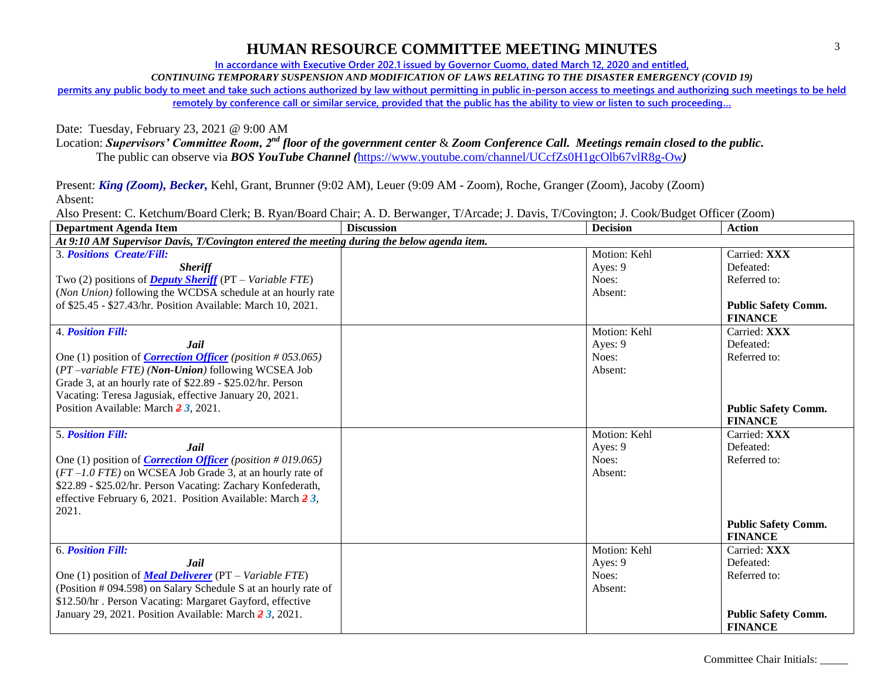# HUMAN RESOURCE COMMITTEE MEETING MINUTES

In accordance with Executive Order 202.1 issued by Governor Cuomo, dated March 12, 2020 and entitled,

*CONTINUING TEMPORARY SUSPENSION AND MODIFICATION OF LAWS RELATING TO THE DISASTER EMERGENCY (COVID 19)*

permits any public body to meet and take such actions authorized by law without permitting in public in-person access to meetings and authorizing such meetings to be held remotely by conference call or similar service, provided that the public has the ability to view or listen to such proceeding…

Date: Tuesday, February 23, 2021 @ 9:00 AM

Location: ***Supervisors' Committee Room, 2nd floor of the government center*** & ***Zoom Conference Call. Meetings remain closed to the public.***
The public can observe via ***BOS YouTube Channel (***https://www.youtube.com/channel/UCcfZs0H1gcOlb67vlR8g-Ow***)***

Present: ***King (Zoom), Becker,*** Kehl, Grant, Brunner (9:02 AM), Leuer (9:09 AM - Zoom), Roche, Granger (Zoom), Jacoby (Zoom)
Absent:

Also Present: C. Ketchum/Board Clerk; B. Ryan/Board Chair; A. D. Berwanger, T/Arcade; J. Davis, T/Covington; J. Cook/Budget Officer (Zoom)

| Department Agenda Item | Discussion | Decision | Action |
|---|---|---|---|
| ***At 9:10 AM Supervisor Davis, T/Covington entered the meeting during the below agenda item.*** | | | |
| 3. ***Positions Create/Fill:*** ***Sheriff*** Two (2) positions of ***Deputy Sheriff*** (PT – *Variable FTE*) (*Non Union*) following the WCDSA schedule at an hourly rate of $25.45 - $27.43/hr. Position Available: March 10, 2021. | | Motion: Kehl<br>Ayes: 9<br>Noes:<br>Absent: | Carried: **XXX**<br>Defeated:<br>Referred to:<br>**Public Safety Comm.**<br>**FINANCE** |
| 4. ***Position Fill:*** ***Jail*** One (1) position of ***Correction Officer*** *(position # 053.065)* (*PT –variable FTE) (**Non-Union**)* following WCSEA Job Grade 3, at an hourly rate of $22.89 - $25.02/hr. Person Vacating: Teresa Jagusiak, effective January 20, 2021. Position Available: March ~~*2*~~ ***3***, 2021. | | Motion: Kehl<br>Ayes: 9<br>Noes:<br>Absent: | Carried: **XXX**<br>Defeated:<br>Referred to:<br>**Public Safety Comm.**<br>**FINANCE** |
| 5. ***Position Fill:*** ***Jail*** One (1) position of ***Correction Officer*** *(position # 019.065)* (*FT –1.0 FTE)* on WCSEA Job Grade 3, at an hourly rate of $22.89 - $25.02/hr. Person Vacating: Zachary Konfederath, effective February 6, 2021. Position Available: March ~~*2*~~ ***3***, 2021. | | Motion: Kehl<br>Ayes: 9<br>Noes:<br>Absent: | Carried: **XXX**<br>Defeated:<br>Referred to:<br>**Public Safety Comm.**<br>**FINANCE** |
| 6. ***Position Fill:*** ***Jail*** One (1) position of ***Meal Deliverer*** (PT – *Variable FTE*) (Position # 094.598) on Salary Schedule S at an hourly rate of $12.50/hr . Person Vacating: Margaret Gayford, effective January 29, 2021. Position Available: March ~~*2*~~ ***3***, 2021. | | Motion: Kehl<br>Ayes: 9<br>Noes:<br>Absent: | Carried: **XXX**<br>Defeated:<br>Referred to:<br>**Public Safety Comm.**<br>**FINANCE** |

Committee Chair Initials: _____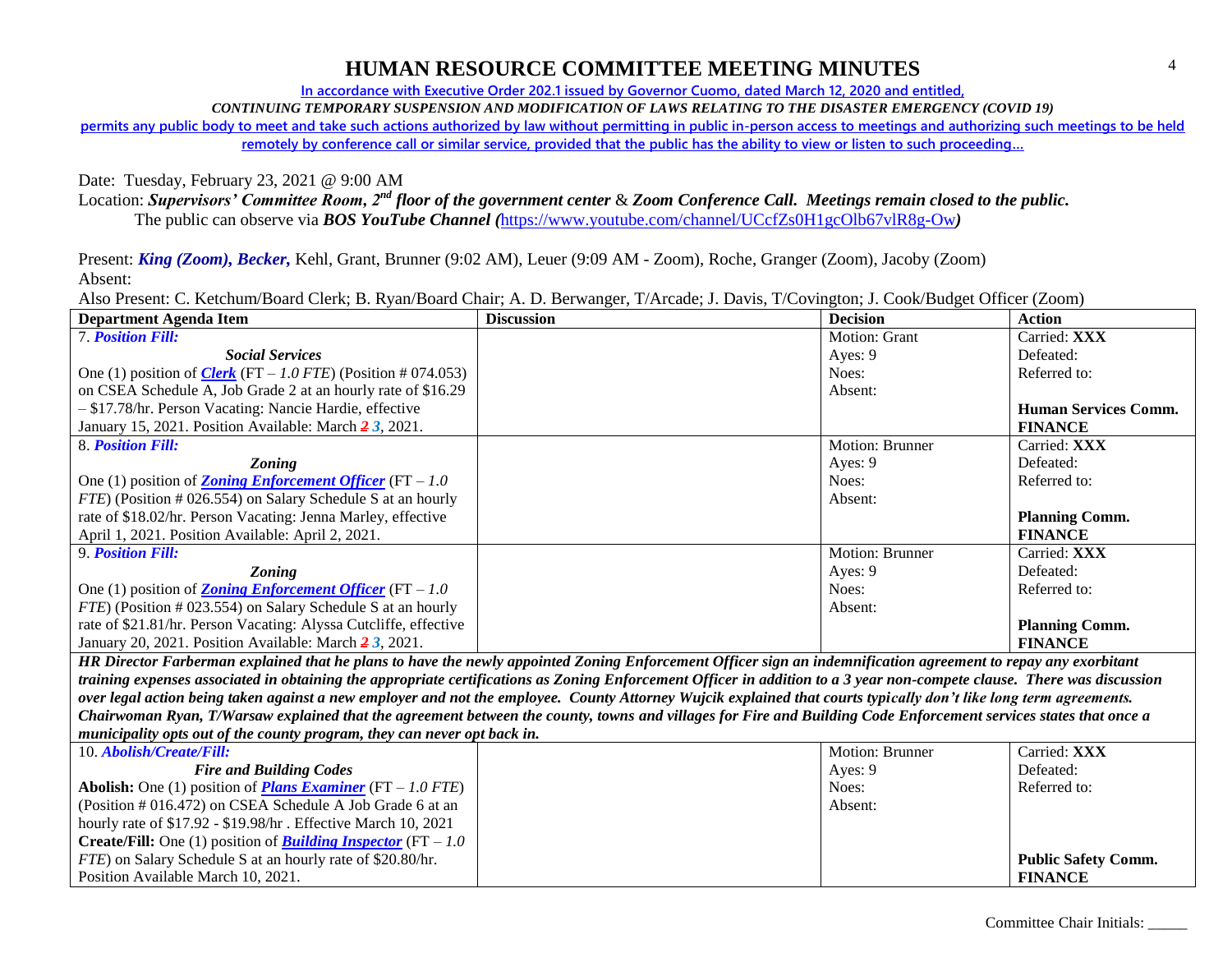# HUMAN RESOURCE COMMITTEE MEETING MINUTES

**In accordance with Executive Order 202.1 issued by Governor Cuomo, dated March 12, 2020 and entitled,**

***CONTINUING TEMPORARY SUSPENSION AND MODIFICATION OF LAWS RELATING TO THE DISASTER EMERGENCY (COVID 19)***

**permits any public body to meet and take such actions authorized by law without permitting in public in-person access to meetings and authorizing such meetings to be held remotely by conference call or similar service, provided that the public has the ability to view or listen to such proceeding…**

Date: Tuesday, February 23, 2021 @ 9:00 AM

Location: ***Supervisors' Committee Room, 2nd floor of the government center*** & ***Zoom Conference Call. Meetings remain closed to the public.*** The public can observe via ***BOS YouTube Channel (*** https://www.youtube.com/channel/UCcfZs0H1gcOlb67vlR8g-Ow ***)***

Present: ***King (Zoom), Becker,*** Kehl, Grant, Brunner (9:02 AM), Leuer (9:09 AM - Zoom), Roche, Granger (Zoom), Jacoby (Zoom)

Absent:

Also Present: C. Ketchum/Board Clerk; B. Ryan/Board Chair; A. D. Berwanger, T/Arcade; J. Davis, T/Covington; J. Cook/Budget Officer (Zoom)

| Department Agenda Item | Discussion | Decision | Action |
|---|---|---|---|
| 7. ***Position Fill:*** ***Social Services*** One (1) position of ***Clerk*** (FT – *1.0 FTE*) (Position # 074.053) on CSEA Schedule A, Job Grade 2 at an hourly rate of $16.29 – $17.78/hr. Person Vacating: Nancie Hardie, effective January 15, 2021. Position Available: March ~~2~~ *3*, 2021. | | Motion: Grant<br>Ayes: 9<br>Noes:<br>Absent: | Carried: **XXX**<br>Defeated:<br>Referred to:<br>**Human Services Comm.**<br>**FINANCE** |
| 8. ***Position Fill:*** ***Zoning*** One (1) position of ***Zoning Enforcement Officer*** (FT – *1.0 FTE*) (Position # 026.554) on Salary Schedule S at an hourly rate of $18.02/hr. Person Vacating: Jenna Marley, effective April 1, 2021. Position Available: April 2, 2021. | | Motion: Brunner<br>Ayes: 9<br>Noes:<br>Absent: | Carried: **XXX**<br>Defeated:<br>Referred to:<br>**Planning Comm.**<br>**FINANCE** |
| 9. ***Position Fill:*** ***Zoning*** One (1) position of ***Zoning Enforcement Officer*** (FT – *1.0 FTE*) (Position # 023.554) on Salary Schedule S at an hourly rate of $21.81/hr. Person Vacating: Alyssa Cutcliffe, effective January 20, 2021. Position Available: March ~~2~~ *3*, 2021. | | Motion: Brunner<br>Ayes: 9<br>Noes:<br>Absent: | Carried: **XXX**<br>Defeated:<br>Referred to:<br>**Planning Comm.**<br>**FINANCE** |
| ***HR Director Farberman explained that he plans to have the newly appointed Zoning Enforcement Officer sign an indemnification agreement to repay any exorbitant training expenses associated in obtaining the appropriate certifications as Zoning Enforcement Officer in addition to a 3 year non-compete clause. There was discussion over legal action being taken against a new employer and not the employee. County Attorney Wujcik explained that courts typically don't like long term agreements. Chairwoman Ryan, T/Warsaw explained that the agreement between the county, towns and villages for Fire and Building Code Enforcement services states that once a municipality opts out of the county program, they can never opt back in.*** | | | |
| 10. ***Abolish/Create/Fill:*** ***Fire and Building Codes*** **Abolish:** One (1) position of ***Plans Examiner*** (FT – *1.0 FTE*) (Position # 016.472) on CSEA Schedule A Job Grade 6 at an hourly rate of $17.92 - $19.98/hr . Effective March 10, 2021 **Create/Fill:** One (1) position of ***Building Inspector*** (FT – *1.0 FTE*) on Salary Schedule S at an hourly rate of $20.80/hr. Position Available March 10, 2021. | | Motion: Brunner<br>Ayes: 9<br>Noes:<br>Absent: | Carried: **XXX**<br>Defeated:<br>Referred to:<br>**Public Safety Comm.**<br>**FINANCE** |

Committee Chair Initials: _____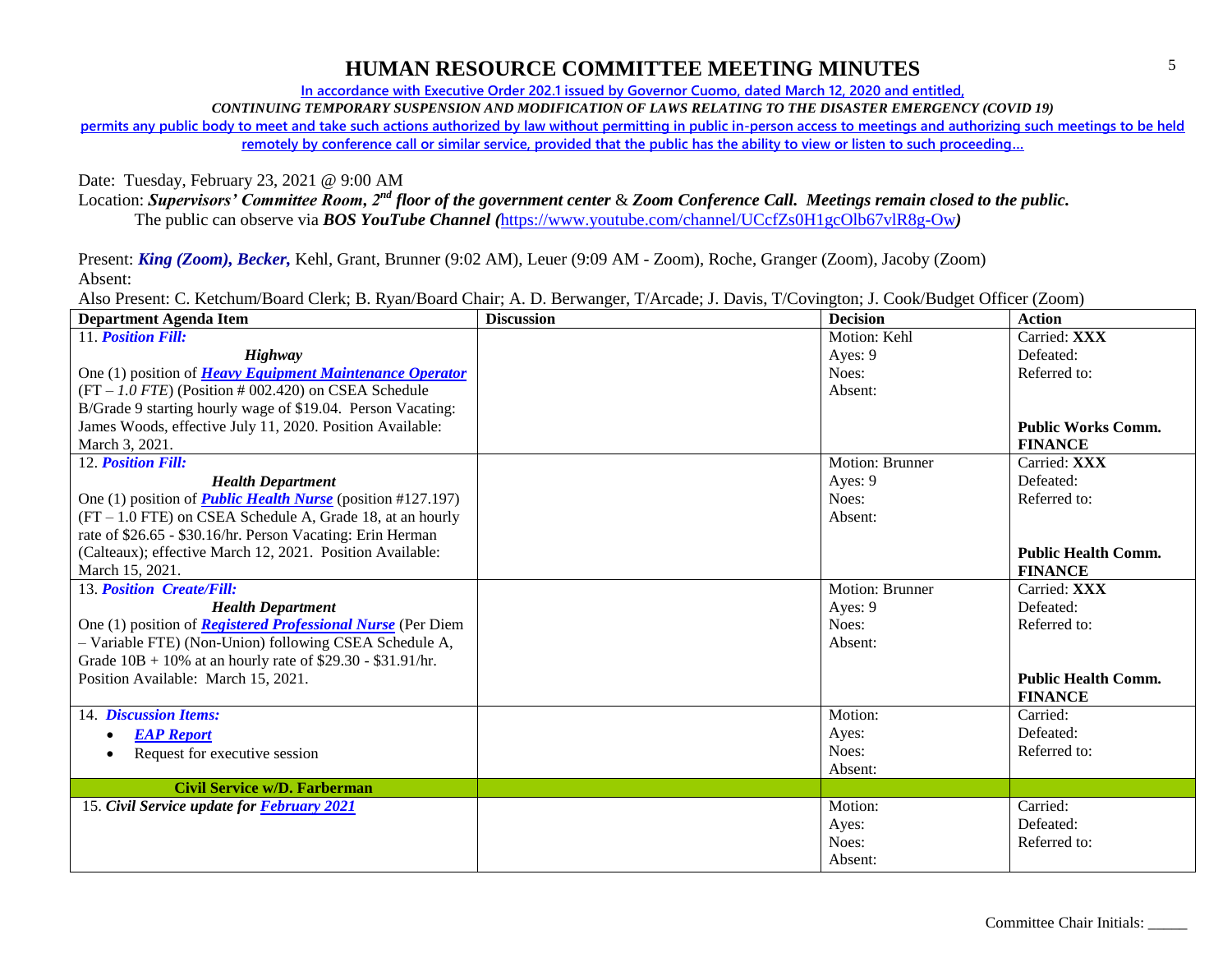# HUMAN RESOURCE COMMITTEE MEETING MINUTES

In accordance with Executive Order 202.1 issued by Governor Cuomo, dated March 12, 2020 and entitled,

*CONTINUING TEMPORARY SUSPENSION AND MODIFICATION OF LAWS RELATING TO THE DISASTER EMERGENCY (COVID 19)*

permits any public body to meet and take such actions authorized by law without permitting in public in-person access to meetings and authorizing such meetings to be held remotely by conference call or similar service, provided that the public has the ability to view or listen to such proceeding…

Date: Tuesday, February 23, 2021 @ 9:00 AM

Location: ***Supervisors' Committee Room, 2nd floor of the government center*** & ***Zoom Conference Call. Meetings remain closed to the public.***
The public can observe via ***BOS YouTube Channel (***https://www.youtube.com/channel/UCcfZs0H1gcOlb67vlR8g-Ow***)***

Present: ***King (Zoom), Becker,*** Kehl, Grant, Brunner (9:02 AM), Leuer (9:09 AM - Zoom), Roche, Granger (Zoom), Jacoby (Zoom)
Absent:

Also Present: C. Ketchum/Board Clerk; B. Ryan/Board Chair; A. D. Berwanger, T/Arcade; J. Davis, T/Covington; J. Cook/Budget Officer (Zoom)

| Department Agenda Item | Discussion | Decision | Action |
|---|---|---|---|
| 11. ***Position Fill:*** <br> ***Highway*** <br> One (1) position of ***Heavy Equipment Maintenance Operator*** (FT – *1.0 FTE*) (Position # 002.420) on CSEA Schedule B/Grade 9 starting hourly wage of $19.04. Person Vacating: James Woods, effective July 11, 2020. Position Available: March 3, 2021. | | Motion: Kehl <br> Ayes: 9 <br> Noes: <br> Absent: | Carried: **XXX** <br> Defeated: <br> Referred to: <br> **Public Works Comm.** <br> **FINANCE** |
| 12. ***Position Fill:*** <br> ***Health Department*** <br> One (1) position of ***Public Health Nurse*** (position #127.197) (FT – 1.0 FTE) on CSEA Schedule A, Grade 18, at an hourly rate of $26.65 - $30.16/hr. Person Vacating: Erin Herman (Calteaux); effective March 12, 2021. Position Available: March 15, 2021. | | Motion: Brunner <br> Ayes: 9 <br> Noes: <br> Absent: | Carried: **XXX** <br> Defeated: <br> Referred to: <br> **Public Health Comm.** <br> **FINANCE** |
| 13. ***Position Create/Fill:*** <br> ***Health Department*** <br> One (1) position of ***Registered Professional Nurse*** (Per Diem – Variable FTE) (Non-Union) following CSEA Schedule A, Grade 10B + 10% at an hourly rate of $29.30 - $31.91/hr. Position Available: March 15, 2021. | | Motion: Brunner <br> Ayes: 9 <br> Noes: <br> Absent: | Carried: **XXX** <br> Defeated: <br> Referred to: <br> **Public Health Comm.** <br> **FINANCE** |
| 14. ***Discussion Items:*** <br> • ***EAP Report*** <br> • Request for executive session | | Motion: <br> Ayes: <br> Noes: <br> Absent: | Carried: <br> Defeated: <br> Referred to: |
| **Civil Service w/D. Farberman** | | | |
| 15. ***Civil Service update for February 2021*** | | Motion: <br> Ayes: <br> Noes: <br> Absent: | Carried: <br> Defeated: <br> Referred to: |

Committee Chair Initials: _____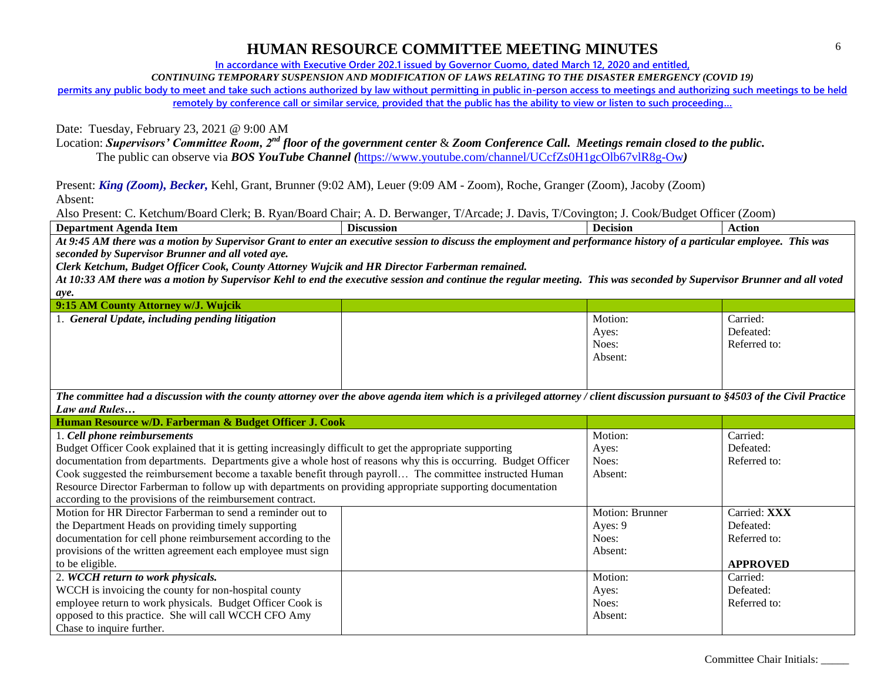# HUMAN RESOURCE COMMITTEE MEETING MINUTES

In accordance with Executive Order 202.1 issued by Governor Cuomo, dated March 12, 2020 and entitled,

*CONTINUING TEMPORARY SUSPENSION AND MODIFICATION OF LAWS RELATING TO THE DISASTER EMERGENCY (COVID 19)*

permits any public body to meet and take such actions authorized by law without permitting in public in-person access to meetings and authorizing such meetings to be held remotely by conference call or similar service, provided that the public has the ability to view or listen to such proceeding…

Date: Tuesday, February 23, 2021 @ 9:00 AM

Location: ***Supervisors' Committee Room, 2nd floor of the government center** & **Zoom Conference Call. Meetings remain closed to the public.***
The public can observe via ***BOS YouTube Channel (***https://www.youtube.com/channel/UCcfZs0H1gcOlb67vlR8g-Ow***)***

Present: ***King (Zoom), Becker,*** Kehl, Grant, Brunner (9:02 AM), Leuer (9:09 AM - Zoom), Roche, Granger (Zoom), Jacoby (Zoom)
Absent:

Also Present: C. Ketchum/Board Clerk; B. Ryan/Board Chair; A. D. Berwanger, T/Arcade; J. Davis, T/Covington; J. Cook/Budget Officer (Zoom)

| Department Agenda Item | Discussion | Decision | Action |
|---|---|---|---|
| ***At 9:45 AM there was a motion by Supervisor Grant to enter an executive session to discuss the employment and performance history of a particular employee. This was seconded by Supervisor Brunner and all voted aye. Clerk Ketchum, Budget Officer Cook, County Attorney Wujcik and HR Director Farberman remained. At 10:33 AM there was a motion by Supervisor Kehl to end the executive session and continue the regular meeting. This was seconded by Supervisor Brunner and all voted aye.*** | | | |
| **9:15 AM County Attorney w/J. Wujcik** | | | |
| 1. ***General Update, including pending litigation*** | | Motion:<br>Ayes:<br>Noes:<br>Absent: | Carried:<br>Defeated:<br>Referred to: |
| ***The committee had a discussion with the county attorney over the above agenda item which is a privileged attorney / client discussion pursuant to §4503 of the Civil Practice Law and Rules…*** | | | |
| **Human Resource w/D. Farberman & Budget Officer J. Cook** | | | |
| 1. ***Cell phone reimbursements***<br>Budget Officer Cook explained that it is getting increasingly difficult to get the appropriate supporting documentation from departments. Departments give a whole host of reasons why this is occurring. Budget Officer Cook suggested the reimbursement become a taxable benefit through payroll… The committee instructed Human Resource Director Farberman to follow up with departments on providing appropriate supporting documentation according to the provisions of the reimbursement contract. | | Motion:<br>Ayes:<br>Noes:<br>Absent: | Carried:<br>Defeated:<br>Referred to: |
| Motion for HR Director Farberman to send a reminder out to the Department Heads on providing timely supporting documentation for cell phone reimbursement according to the provisions of the written agreement each employee must sign to be eligible. | | Motion: Brunner<br>Ayes: 9<br>Noes:<br>Absent: | Carried: **XXX**<br>Defeated:<br>Referred to:<br><br>**APPROVED** |
| 2. ***WCCH return to work physicals.***<br>WCCH is invoicing the county for non-hospital county employee return to work physicals. Budget Officer Cook is opposed to this practice. She will call WCCH CFO Amy Chase to inquire further. | | Motion:<br>Ayes:<br>Noes:<br>Absent: | Carried:<br>Defeated:<br>Referred to: |

Committee Chair Initials: _____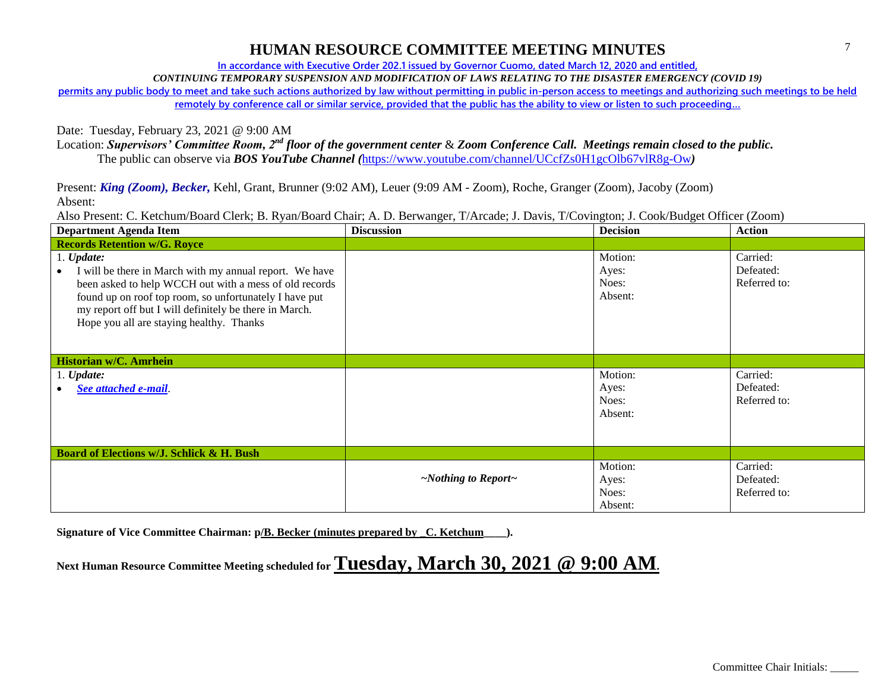# HUMAN RESOURCE COMMITTEE MEETING MINUTES

In accordance with Executive Order 202.1 issued by Governor Cuomo, dated March 12, 2020 and entitled,

*CONTINUING TEMPORARY SUSPENSION AND MODIFICATION OF LAWS RELATING TO THE DISASTER EMERGENCY (COVID 19)*

permits any public body to meet and take such actions authorized by law without permitting in public in-person access to meetings and authorizing such meetings to be held remotely by conference call or similar service, provided that the public has the ability to view or listen to such proceeding…

Date: Tuesday, February 23, 2021 @ 9:00 AM

Location: ***Supervisors' Committee Room, 2nd floor of the government center*** & ***Zoom Conference Call. Meetings remain closed to the public.***
The public can observe via ***BOS YouTube Channel (***https://www.youtube.com/channel/UCcfZs0H1gcOlb67vlR8g-Ow***)***

Present: ***King (Zoom), Becker,*** Kehl, Grant, Brunner (9:02 AM), Leuer (9:09 AM - Zoom), Roche, Granger (Zoom), Jacoby (Zoom)
Absent:

Also Present: C. Ketchum/Board Clerk; B. Ryan/Board Chair; A. D. Berwanger, T/Arcade; J. Davis, T/Covington; J. Cook/Budget Officer (Zoom)

| Department Agenda Item | Discussion | Decision | Action |
|---|---|---|---|
| **Records Retention w/G. Royce** | | | |
| 1. ***Update:*** <br>• I will be there in March with my annual report. We have been asked to help WCCH out with a mess of old records found up on roof top room, so unfortunately I have put my report off but I will definitely be there in March. Hope you all are staying healthy. Thanks | | Motion: <br>Ayes: <br>Noes: <br>Absent: | Carried: <br>Defeated: <br>Referred to: |
| **Historian w/C. Amrhein** | | | |
| 1. ***Update:*** <br>• ***See attached e-mail***. | | Motion: <br>Ayes: <br>Noes: <br>Absent: | Carried: <br>Defeated: <br>Referred to: |
| **Board of Elections w/J. Schlick & H. Bush** | | | |
| | ***~Nothing to Report~*** | Motion: <br>Ayes: <br>Noes: <br>Absent: | Carried: <br>Defeated: <br>Referred to: |

**Signature of Vice Committee Chairman: p/B. Becker (minutes prepared by _C. Ketchum____).**

**Next Human Resource Committee Meeting scheduled for Tuesday, March 30, 2021 @ 9:00 AM.**

Committee Chair Initials: _____